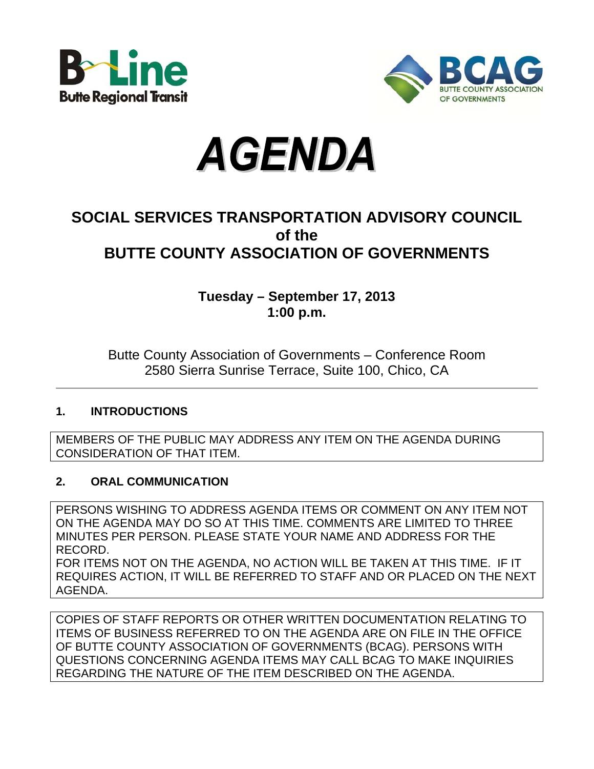B-Line
Butte Regional Transit

BCAG
BUTTE COUNTY ASSOCIATION OF GOVERNMENTS

# *AGENDA*

## SOCIAL SERVICES TRANSPORTATION ADVISORY COUNCIL of the BUTTE COUNTY ASSOCIATION OF GOVERNMENTS

**Tuesday – September 17, 2013**
**1:00 p.m.**

Butte County Association of Governments – Conference Room
2580 Sierra Sunrise Terrace, Suite 100, Chico, CA

---

### 1. INTRODUCTIONS

MEMBERS OF THE PUBLIC MAY ADDRESS ANY ITEM ON THE AGENDA DURING CONSIDERATION OF THAT ITEM.

### 2. ORAL COMMUNICATION

PERSONS WISHING TO ADDRESS AGENDA ITEMS OR COMMENT ON ANY ITEM NOT ON THE AGENDA MAY DO SO AT THIS TIME. COMMENTS ARE LIMITED TO THREE MINUTES PER PERSON. PLEASE STATE YOUR NAME AND ADDRESS FOR THE RECORD.
FOR ITEMS NOT ON THE AGENDA, NO ACTION WILL BE TAKEN AT THIS TIME. IF IT REQUIRES ACTION, IT WILL BE REFERRED TO STAFF AND OR PLACED ON THE NEXT AGENDA.

COPIES OF STAFF REPORTS OR OTHER WRITTEN DOCUMENTATION RELATING TO ITEMS OF BUSINESS REFERRED TO ON THE AGENDA ARE ON FILE IN THE OFFICE OF BUTTE COUNTY ASSOCIATION OF GOVERNMENTS (BCAG). PERSONS WITH QUESTIONS CONCERNING AGENDA ITEMS MAY CALL BCAG TO MAKE INQUIRIES REGARDING THE NATURE OF THE ITEM DESCRIBED ON THE AGENDA.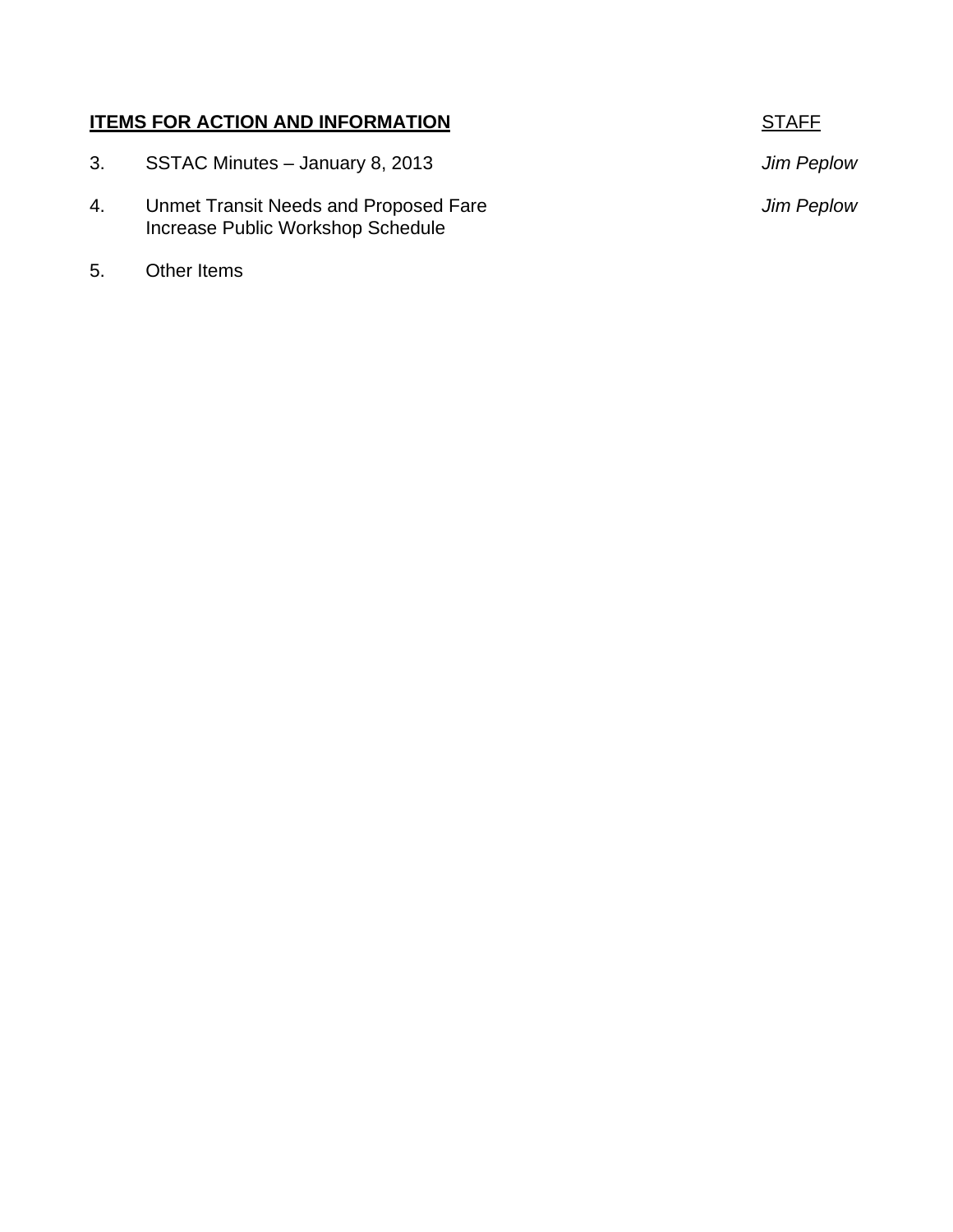| **ITEMS FOR ACTION AND INFORMATION** | STAFF |
|---|---|
| 3. SSTAC Minutes – January 8, 2013 | *Jim Peplow* |
| 4. Unmet Transit Needs and Proposed Fare Increase Public Workshop Schedule | *Jim Peplow* |
| 5. Other Items | |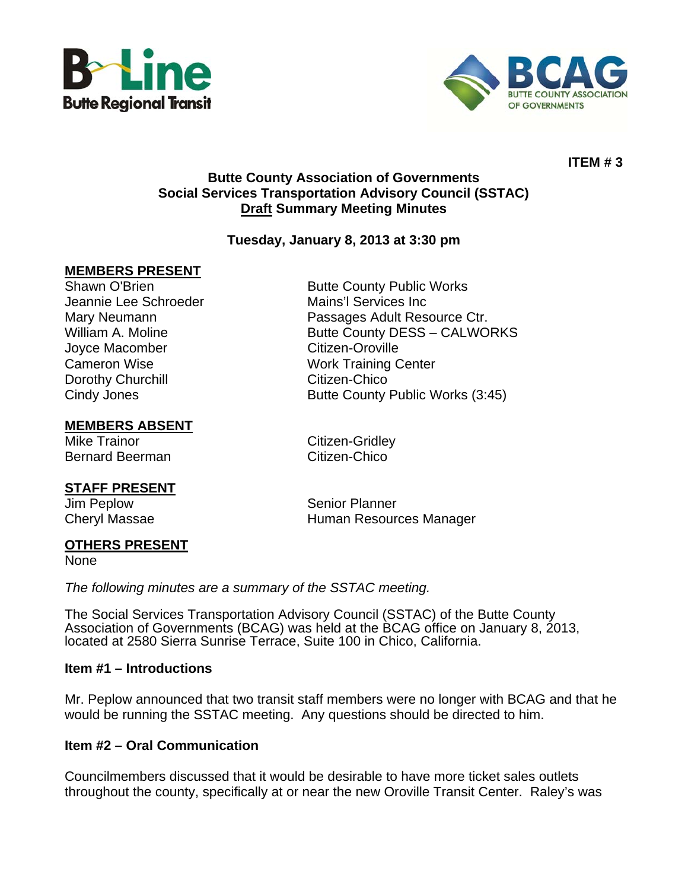**ITEM # 3**

**Butte County Association of Governments**
**Social Services Transportation Advisory Council (SSTAC)**
**Draft Summary Meeting Minutes**

**Tuesday, January 8, 2013 at 3:30 pm**

**MEMBERS PRESENT**

| | |
|---|---|
| Shawn O'Brien | Butte County Public Works |
| Jeannie Lee Schroeder | Mains'l Services Inc |
| Mary Neumann | Passages Adult Resource Ctr. |
| William A. Moline | Butte County DESS – CALWORKS |
| Joyce Macomber | Citizen-Oroville |
| Cameron Wise | Work Training Center |
| Dorothy Churchill | Citizen-Chico |
| Cindy Jones | Butte County Public Works (3:45) |

**MEMBERS ABSENT**

| | |
|---|---|
| Mike Trainor | Citizen-Gridley |
| Bernard Beerman | Citizen-Chico |

**STAFF PRESENT**

| | |
|---|---|
| Jim Peplow | Senior Planner |
| Cheryl Massae | Human Resources Manager |

**OTHERS PRESENT**

None

*The following minutes are a summary of the SSTAC meeting.*

The Social Services Transportation Advisory Council (SSTAC) of the Butte County Association of Governments (BCAG) was held at the BCAG office on January 8, 2013, located at 2580 Sierra Sunrise Terrace, Suite 100 in Chico, California.

**Item #1 – Introductions**

Mr. Peplow announced that two transit staff members were no longer with BCAG and that he would be running the SSTAC meeting. Any questions should be directed to him.

**Item #2 – Oral Communication**

Councilmembers discussed that it would be desirable to have more ticket sales outlets throughout the county, specifically at or near the new Oroville Transit Center. Raley's was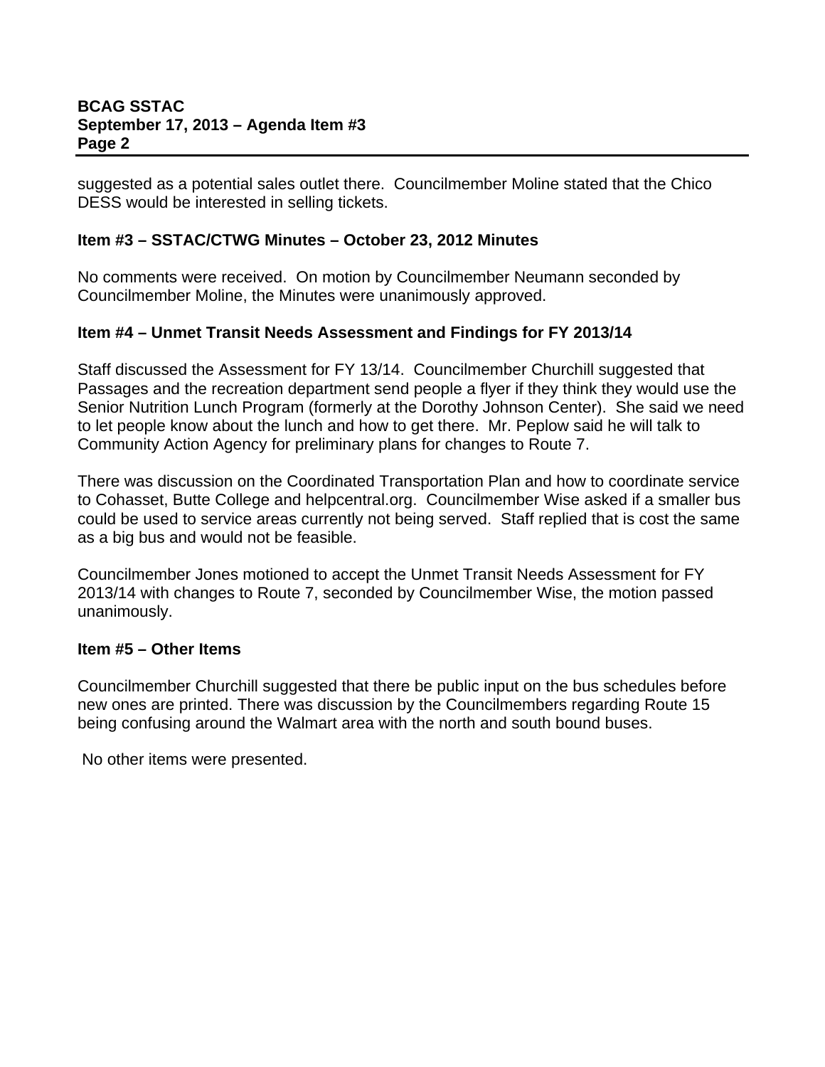suggested as a potential sales outlet there. Councilmember Moline stated that the Chico DESS would be interested in selling tickets.

**Item #3 – SSTAC/CTWG Minutes – October 23, 2012 Minutes**

No comments were received. On motion by Councilmember Neumann seconded by Councilmember Moline, the Minutes were unanimously approved.

**Item #4 – Unmet Transit Needs Assessment and Findings for FY 2013/14**

Staff discussed the Assessment for FY 13/14. Councilmember Churchill suggested that Passages and the recreation department send people a flyer if they think they would use the Senior Nutrition Lunch Program (formerly at the Dorothy Johnson Center). She said we need to let people know about the lunch and how to get there. Mr. Peplow said he will talk to Community Action Agency for preliminary plans for changes to Route 7.

There was discussion on the Coordinated Transportation Plan and how to coordinate service to Cohasset, Butte College and helpcentral.org. Councilmember Wise asked if a smaller bus could be used to service areas currently not being served. Staff replied that is cost the same as a big bus and would not be feasible.

Councilmember Jones motioned to accept the Unmet Transit Needs Assessment for FY 2013/14 with changes to Route 7, seconded by Councilmember Wise, the motion passed unanimously.

**Item #5 – Other Items**

Councilmember Churchill suggested that there be public input on the bus schedules before new ones are printed. There was discussion by the Councilmembers regarding Route 15 being confusing around the Walmart area with the north and south bound buses.

No other items were presented.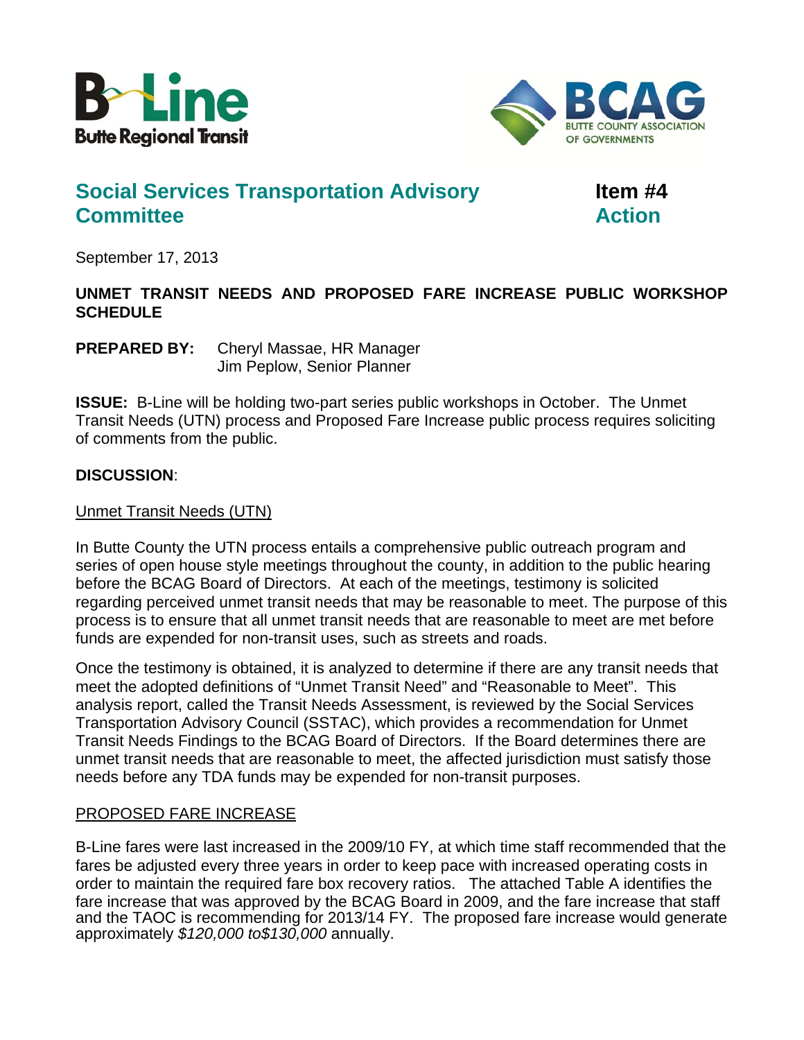B-Line Butte Regional Transit

BCAG BUTTE COUNTY ASSOCIATION OF GOVERNMENTS

# Social Services Transportation Advisory Committee

**Item #4**
**Action**

September 17, 2013

**UNMET TRANSIT NEEDS AND PROPOSED FARE INCREASE PUBLIC WORKSHOP SCHEDULE**

**PREPARED BY:** Cheryl Massae, HR Manager
Jim Peplow, Senior Planner

**ISSUE:** B-Line will be holding two-part series public workshops in October. The Unmet Transit Needs (UTN) process and Proposed Fare Increase public process requires soliciting of comments from the public.

**DISCUSSION**:

Unmet Transit Needs (UTN)

In Butte County the UTN process entails a comprehensive public outreach program and series of open house style meetings throughout the county, in addition to the public hearing before the BCAG Board of Directors. At each of the meetings, testimony is solicited regarding perceived unmet transit needs that may be reasonable to meet. The purpose of this process is to ensure that all unmet transit needs that are reasonable to meet are met before funds are expended for non-transit uses, such as streets and roads.

Once the testimony is obtained, it is analyzed to determine if there are any transit needs that meet the adopted definitions of "Unmet Transit Need" and "Reasonable to Meet". This analysis report, called the Transit Needs Assessment, is reviewed by the Social Services Transportation Advisory Council (SSTAC), which provides a recommendation for Unmet Transit Needs Findings to the BCAG Board of Directors. If the Board determines there are unmet transit needs that are reasonable to meet, the affected jurisdiction must satisfy those needs before any TDA funds may be expended for non-transit purposes.

PROPOSED FARE INCREASE

B-Line fares were last increased in the 2009/10 FY, at which time staff recommended that the fares be adjusted every three years in order to keep pace with increased operating costs in order to maintain the required fare box recovery ratios. The attached Table A identifies the fare increase that was approved by the BCAG Board in 2009, and the fare increase that staff and the TAOC is recommending for 2013/14 FY. The proposed fare increase would generate approximately *$120,000 to$130,000* annually.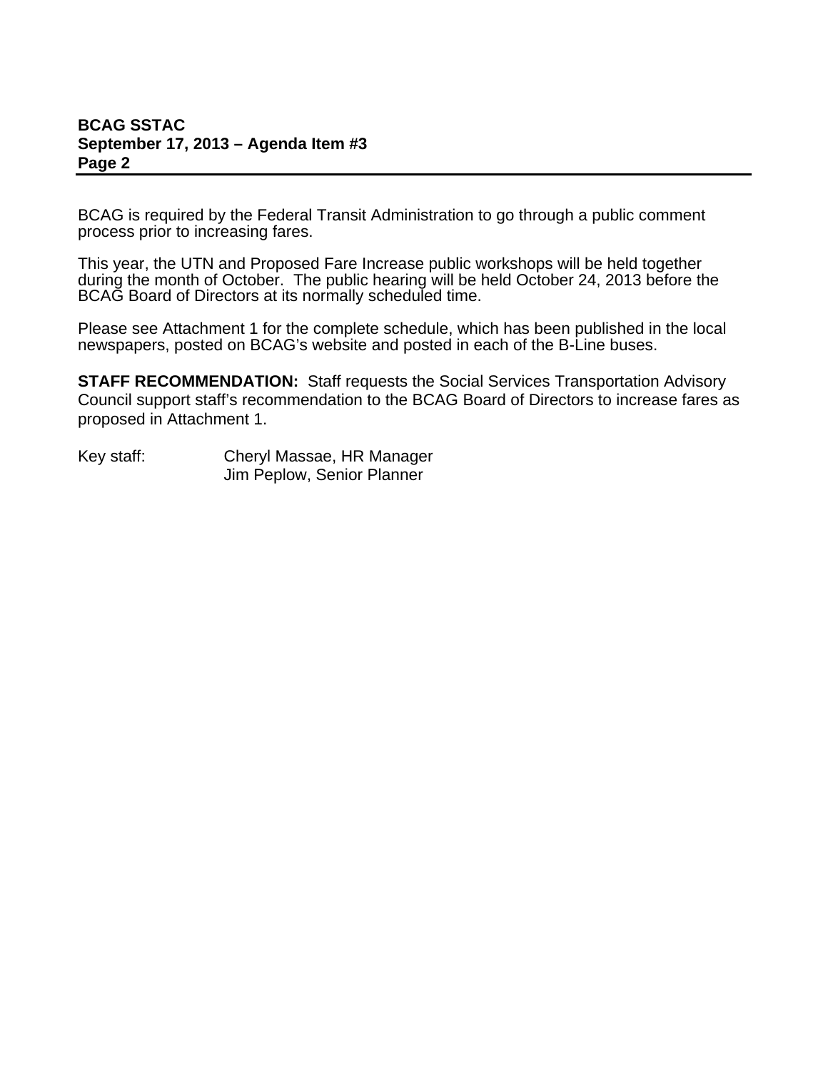BCAG is required by the Federal Transit Administration to go through a public comment process prior to increasing fares.

This year, the UTN and Proposed Fare Increase public workshops will be held together during the month of October. The public hearing will be held October 24, 2013 before the BCAG Board of Directors at its normally scheduled time.

Please see Attachment 1 for the complete schedule, which has been published in the local newspapers, posted on BCAG's website and posted in each of the B-Line buses.

**STAFF RECOMMENDATION:** Staff requests the Social Services Transportation Advisory Council support staff's recommendation to the BCAG Board of Directors to increase fares as proposed in Attachment 1.

Key staff: Cheryl Massae, HR Manager
Jim Peplow, Senior Planner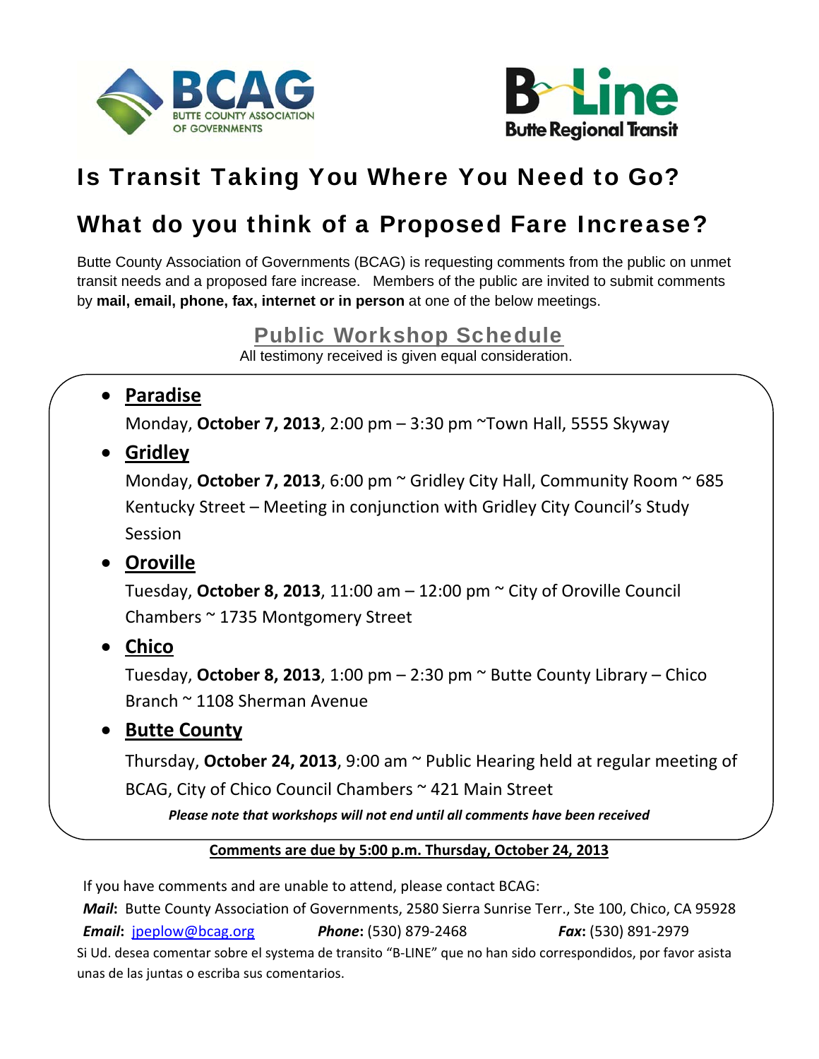BCAG BUTTE COUNTY ASSOCIATION OF GOVERNMENTS

B-Line Butte Regional Transit

# Is Transit Taking You Where You Need to Go?

# What do you think of a Proposed Fare Increase?

Butte County Association of Governments (BCAG) is requesting comments from the public on unmet transit needs and a proposed fare increase. Members of the public are invited to submit comments by **mail, email, phone, fax, internet or in person** at one of the below meetings.

## Public Workshop Schedule

All testimony received is given equal consideration.

- **Paradise**

  Monday, **October 7, 2013**, 2:00 pm – 3:30 pm ~Town Hall, 5555 Skyway

- **Gridley**

  Monday, **October 7, 2013**, 6:00 pm ~ Gridley City Hall, Community Room ~ 685 Kentucky Street – Meeting in conjunction with Gridley City Council's Study Session

- **Oroville**

  Tuesday, **October 8, 2013**, 11:00 am – 12:00 pm ~ City of Oroville Council Chambers ~ 1735 Montgomery Street

- **Chico**

  Tuesday, **October 8, 2013**, 1:00 pm – 2:30 pm ~ Butte County Library – Chico Branch ~ 1108 Sherman Avenue

- **Butte County**

  Thursday, **October 24, 2013**, 9:00 am ~ Public Hearing held at regular meeting of BCAG, City of Chico Council Chambers ~ 421 Main Street

***Please note that workshops will not end until all comments have been received***

**Comments are due by 5:00 p.m. Thursday, October 24, 2013**

If you have comments and are unable to attend, please contact BCAG:

***Mail*****:** Butte County Association of Governments, 2580 Sierra Sunrise Terr., Ste 100, Chico, CA 95928

***Email*****:** jpeplow@bcag.org ***Phone*****:** (530) 879-2468 ***Fax*****:** (530) 891-2979

Si Ud. desea comentar sobre el systema de transito "B-LINE" que no han sido correspondidos, por favor asista unas de las juntas o escriba sus comentarios.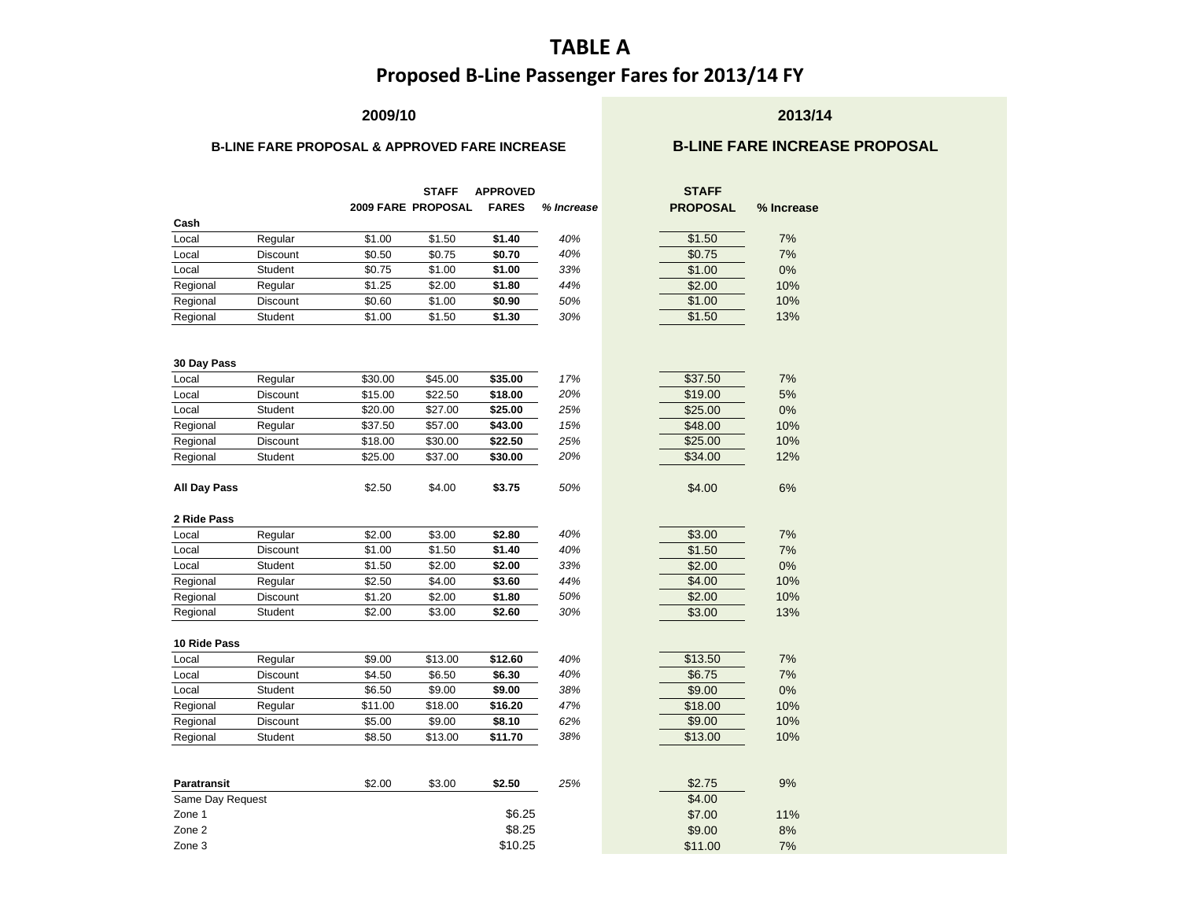# TABLE A

## Proposed B-Line Passenger Fares for 2013/14 FY

| | | 2009/10 | | | | 2013/14 | |
|---|---|---|---|---|---|---|---|
| | | B-LINE FARE PROPOSAL & APPROVED FARE INCREASE | | | | B-LINE FARE INCREASE PROPOSAL | |
| | | 2009 FARE | STAFF PROPOSAL | APPROVED FARES | *% Increase* | STAFF PROPOSAL | % Increase |
| **Cash** | | | | | | | |
| Local | Regular | $1.00 | $1.50 | **$1.40** | *40%* | $1.50 | 7% |
| Local | Discount | $0.50 | $0.75 | **$0.70** | *40%* | $0.75 | 7% |
| Local | Student | $0.75 | $1.00 | **$1.00** | *33%* | $1.00 | 0% |
| Regional | Regular | $1.25 | $2.00 | **$1.80** | *44%* | $2.00 | 10% |
| Regional | Discount | $0.60 | $1.00 | **$0.90** | *50%* | $1.00 | 10% |
| Regional | Student | $1.00 | $1.50 | **$1.30** | *30%* | $1.50 | 13% |
| **30 Day Pass** | | | | | | | |
| Local | Regular | $30.00 | $45.00 | **$35.00** | *17%* | $37.50 | 7% |
| Local | Discount | $15.00 | $22.50 | **$18.00** | *20%* | $19.00 | 5% |
| Local | Student | $20.00 | $27.00 | **$25.00** | *25%* | $25.00 | 0% |
| Regional | Regular | $37.50 | $57.00 | **$43.00** | *15%* | $48.00 | 10% |
| Regional | Discount | $18.00 | $30.00 | **$22.50** | *25%* | $25.00 | 10% |
| Regional | Student | $25.00 | $37.00 | **$30.00** | *20%* | $34.00 | 12% |
| **All Day Pass** | | $2.50 | $4.00 | **$3.75** | *50%* | $4.00 | 6% |
| **2 Ride Pass** | | | | | | | |
| Local | Regular | $2.00 | $3.00 | **$2.80** | *40%* | $3.00 | 7% |
| Local | Discount | $1.00 | $1.50 | **$1.40** | *40%* | $1.50 | 7% |
| Local | Student | $1.50 | $2.00 | **$2.00** | *33%* | $2.00 | 0% |
| Regional | Regular | $2.50 | $4.00 | **$3.60** | *44%* | $4.00 | 10% |
| Regional | Discount | $1.20 | $2.00 | **$1.80** | *50%* | $2.00 | 10% |
| Regional | Student | $2.00 | $3.00 | **$2.60** | *30%* | $3.00 | 13% |
| **10 Ride Pass** | | | | | | | |
| Local | Regular | $9.00 | $13.00 | **$12.60** | *40%* | $13.50 | 7% |
| Local | Discount | $4.50 | $6.50 | **$6.30** | *40%* | $6.75 | 7% |
| Local | Student | $6.50 | $9.00 | **$9.00** | *38%* | $9.00 | 0% |
| Regional | Regular | $11.00 | $18.00 | **$16.20** | *47%* | $18.00 | 10% |
| Regional | Discount | $5.00 | $9.00 | **$8.10** | *62%* | $9.00 | 10% |
| Regional | Student | $8.50 | $13.00 | **$11.70** | *38%* | $13.00 | 10% |
| **Paratransit** | | $2.00 | $3.00 | **$2.50** | *25%* | $2.75 | 9% |
| Same Day Request | | | | | | $4.00 | |
| Zone 1 | | | | $6.25 | | $7.00 | 11% |
| Zone 2 | | | | $8.25 | | $9.00 | 8% |
| Zone 3 | | | | $10.25 | | $11.00 | 7% |